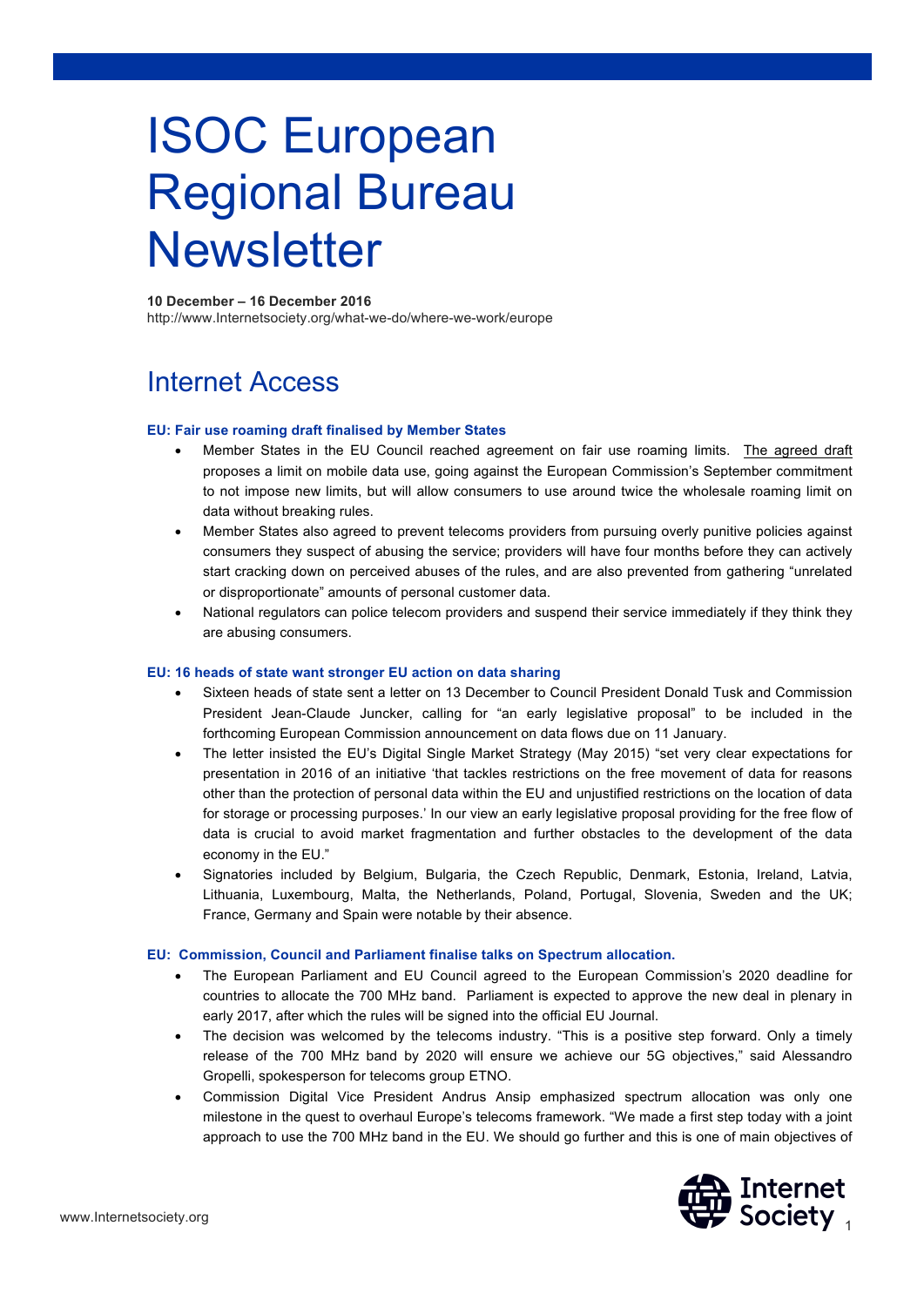# ISOC European Regional Bureau Newsletter

**10 December – 16 December 2016**
http://www.Internetsociety.org/what-we-do/where-we-work/europe

## Internet Access

### EU: Fair use roaming draft finalised by Member States

- Member States in the EU Council reached agreement on fair use roaming limits. The agreed draft proposes a limit on mobile data use, going against the European Commission's September commitment to not impose new limits, but will allow consumers to use around twice the wholesale roaming limit on data without breaking rules.
- Member States also agreed to prevent telecoms providers from pursuing overly punitive policies against consumers they suspect of abusing the service; providers will have four months before they can actively start cracking down on perceived abuses of the rules, and are also prevented from gathering "unrelated or disproportionate" amounts of personal customer data.
- National regulators can police telecom providers and suspend their service immediately if they think they are abusing consumers.

### EU: 16 heads of state want stronger EU action on data sharing

- Sixteen heads of state sent a letter on 13 December to Council President Donald Tusk and Commission President Jean-Claude Juncker, calling for "an early legislative proposal" to be included in the forthcoming European Commission announcement on data flows due on 11 January.
- The letter insisted the EU's Digital Single Market Strategy (May 2015) "set very clear expectations for presentation in 2016 of an initiative 'that tackles restrictions on the free movement of data for reasons other than the protection of personal data within the EU and unjustified restrictions on the location of data for storage or processing purposes.' In our view an early legislative proposal providing for the free flow of data is crucial to avoid market fragmentation and further obstacles to the development of the data economy in the EU."
- Signatories included by Belgium, Bulgaria, the Czech Republic, Denmark, Estonia, Ireland, Latvia, Lithuania, Luxembourg, Malta, the Netherlands, Poland, Portugal, Slovenia, Sweden and the UK; France, Germany and Spain were notable by their absence.

### EU: Commission, Council and Parliament finalise talks on Spectrum allocation.

- The European Parliament and EU Council agreed to the European Commission's 2020 deadline for countries to allocate the 700 MHz band. Parliament is expected to approve the new deal in plenary in early 2017, after which the rules will be signed into the official EU Journal.
- The decision was welcomed by the telecoms industry. "This is a positive step forward. Only a timely release of the 700 MHz band by 2020 will ensure we achieve our 5G objectives," said Alessandro Gropelli, spokesperson for telecoms group ETNO.
- Commission Digital Vice President Andrus Ansip emphasized spectrum allocation was only one milestone in the quest to overhaul Europe's telecoms framework. "We made a first step today with a joint approach to use the 700 MHz band in the EU. We should go further and this is one of main objectives of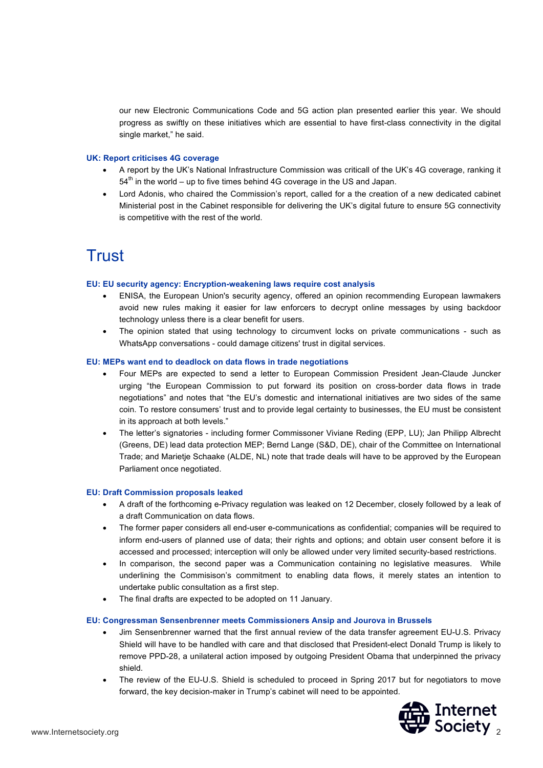our new Electronic Communications Code and 5G action plan presented earlier this year. We should progress as swiftly on these initiatives which are essential to have first-class connectivity in the digital single market," he said.

**UK: Report criticises 4G coverage**

- A report by the UK's National Infrastructure Commission was criticall of the UK's 4G coverage, ranking it 54th in the world – up to five times behind 4G coverage in the US and Japan.
- Lord Adonis, who chaired the Commission's report, called for a the creation of a new dedicated cabinet Ministerial post in the Cabinet responsible for delivering the UK's digital future to ensure 5G connectivity is competitive with the rest of the world.

# Trust

**EU: EU security agency: Encryption-weakening laws require cost analysis**

- ENISA, the European Union's security agency, offered an opinion recommending European lawmakers avoid new rules making it easier for law enforcers to decrypt online messages by using backdoor technology unless there is a clear benefit for users.
- The opinion stated that using technology to circumvent locks on private communications - such as WhatsApp conversations - could damage citizens' trust in digital services.

**EU: MEPs want end to deadlock on data flows in trade negotiations**

- Four MEPs are expected to send a letter to European Commission President Jean-Claude Juncker urging "the European Commission to put forward its position on cross-border data flows in trade negotiations" and notes that "the EU's domestic and international initiatives are two sides of the same coin. To restore consumers' trust and to provide legal certainty to businesses, the EU must be consistent in its approach at both levels."
- The letter's signatories - including former Commissoner Viviane Reding (EPP, LU); Jan Philipp Albrecht (Greens, DE) lead data protection MEP; Bernd Lange (S&D, DE), chair of the Committee on International Trade; and Marietje Schaake (ALDE, NL) note that trade deals will have to be approved by the European Parliament once negotiated.

**EU: Draft Commission proposals leaked**

- A draft of the forthcoming e-Privacy regulation was leaked on 12 December, closely followed by a leak of a draft Communication on data flows.
- The former paper considers all end-user e-communications as confidential; companies will be required to inform end-users of planned use of data; their rights and options; and obtain user consent before it is accessed and processed; interception will only be allowed under very limited security-based restrictions.
- In comparison, the second paper was a Communication containing no legislative measures. While underlining the Commisison's commitment to enabling data flows, it merely states an intention to undertake public consultation as a first step.
- The final drafts are expected to be adopted on 11 January.

**EU: Congressman Sensenbrenner meets Commissioners Ansip and Jourova in Brussels**

- Jim Sensenbrenner warned that the first annual review of the data transfer agreement EU-U.S. Privacy Shield will have to be handled with care and that disclosed that President-elect Donald Trump is likely to remove PPD-28, a unilateral action imposed by outgoing President Obama that underpinned the privacy shield.
- The review of the EU-U.S. Shield is scheduled to proceed in Spring 2017 but for negotiators to move forward, the key decision-maker in Trump's cabinet will need to be appointed.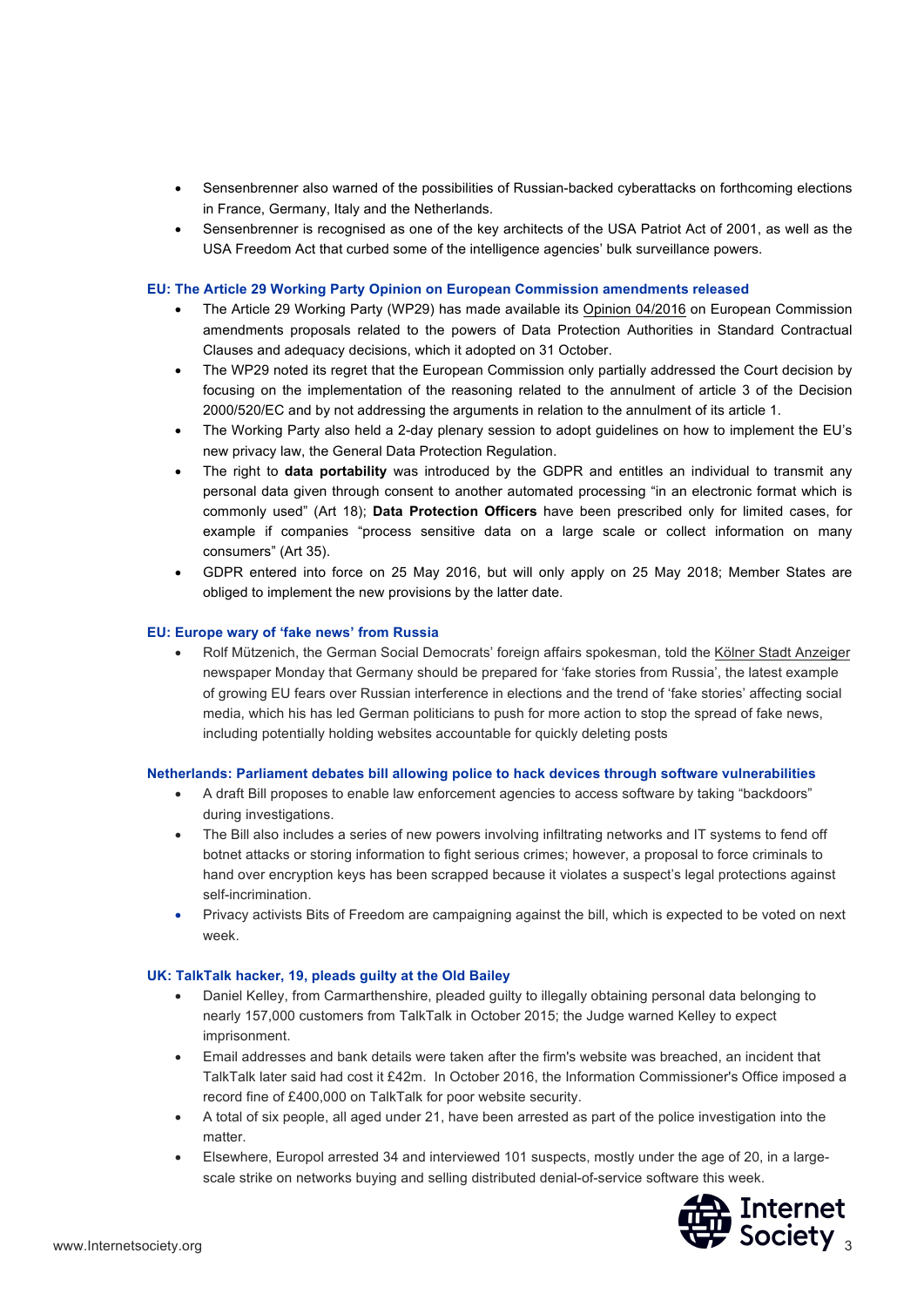- Sensenbrenner also warned of the possibilities of Russian-backed cyberattacks on forthcoming elections in France, Germany, Italy and the Netherlands.
- Sensenbrenner is recognised as one of the key architects of the USA Patriot Act of 2001, as well as the USA Freedom Act that curbed some of the intelligence agencies' bulk surveillance powers.

### EU: The Article 29 Working Party Opinion on European Commission amendments released

- The Article 29 Working Party (WP29) has made available its Opinion 04/2016 on European Commission amendments proposals related to the powers of Data Protection Authorities in Standard Contractual Clauses and adequacy decisions, which it adopted on 31 October.
- The WP29 noted its regret that the European Commission only partially addressed the Court decision by focusing on the implementation of the reasoning related to the annulment of article 3 of the Decision 2000/520/EC and by not addressing the arguments in relation to the annulment of its article 1.
- The Working Party also held a 2-day plenary session to adopt guidelines on how to implement the EU's new privacy law, the General Data Protection Regulation.
- The right to **data portability** was introduced by the GDPR and entitles an individual to transmit any personal data given through consent to another automated processing "in an electronic format which is commonly used" (Art 18); **Data Protection Officers** have been prescribed only for limited cases, for example if companies "process sensitive data on a large scale or collect information on many consumers" (Art 35).
- GDPR entered into force on 25 May 2016, but will only apply on 25 May 2018; Member States are obliged to implement the new provisions by the latter date.

### EU: Europe wary of 'fake news' from Russia

- Rolf Mützenich, the German Social Democrats' foreign affairs spokesman, told the Kölner Stadt Anzeiger newspaper Monday that Germany should be prepared for 'fake stories from Russia', the latest example of growing EU fears over Russian interference in elections and the trend of 'fake stories' affecting social media, which his has led German politicians to push for more action to stop the spread of fake news, including potentially holding websites accountable for quickly deleting posts

### Netherlands: Parliament debates bill allowing police to hack devices through software vulnerabilities

- A draft Bill proposes to enable law enforcement agencies to access software by taking "backdoors" during investigations.
- The Bill also includes a series of new powers involving infiltrating networks and IT systems to fend off botnet attacks or storing information to fight serious crimes; however, a proposal to force criminals to hand over encryption keys has been scrapped because it violates a suspect's legal protections against self-incrimination.
- Privacy activists Bits of Freedom are campaigning against the bill, which is expected to be voted on next week.

### UK: TalkTalk hacker, 19, pleads guilty at the Old Bailey

- Daniel Kelley, from Carmarthenshire, pleaded guilty to illegally obtaining personal data belonging to nearly 157,000 customers from TalkTalk in October 2015; the Judge warned Kelley to expect imprisonment.
- Email addresses and bank details were taken after the firm's website was breached, an incident that TalkTalk later said had cost it £42m. In October 2016, the Information Commissioner's Office imposed a record fine of £400,000 on TalkTalk for poor website security.
- A total of six people, all aged under 21, have been arrested as part of the police investigation into the matter.
- Elsewhere, Europol arrested 34 and interviewed 101 suspects, mostly under the age of 20, in a large-scale strike on networks buying and selling distributed denial-of-service software this week.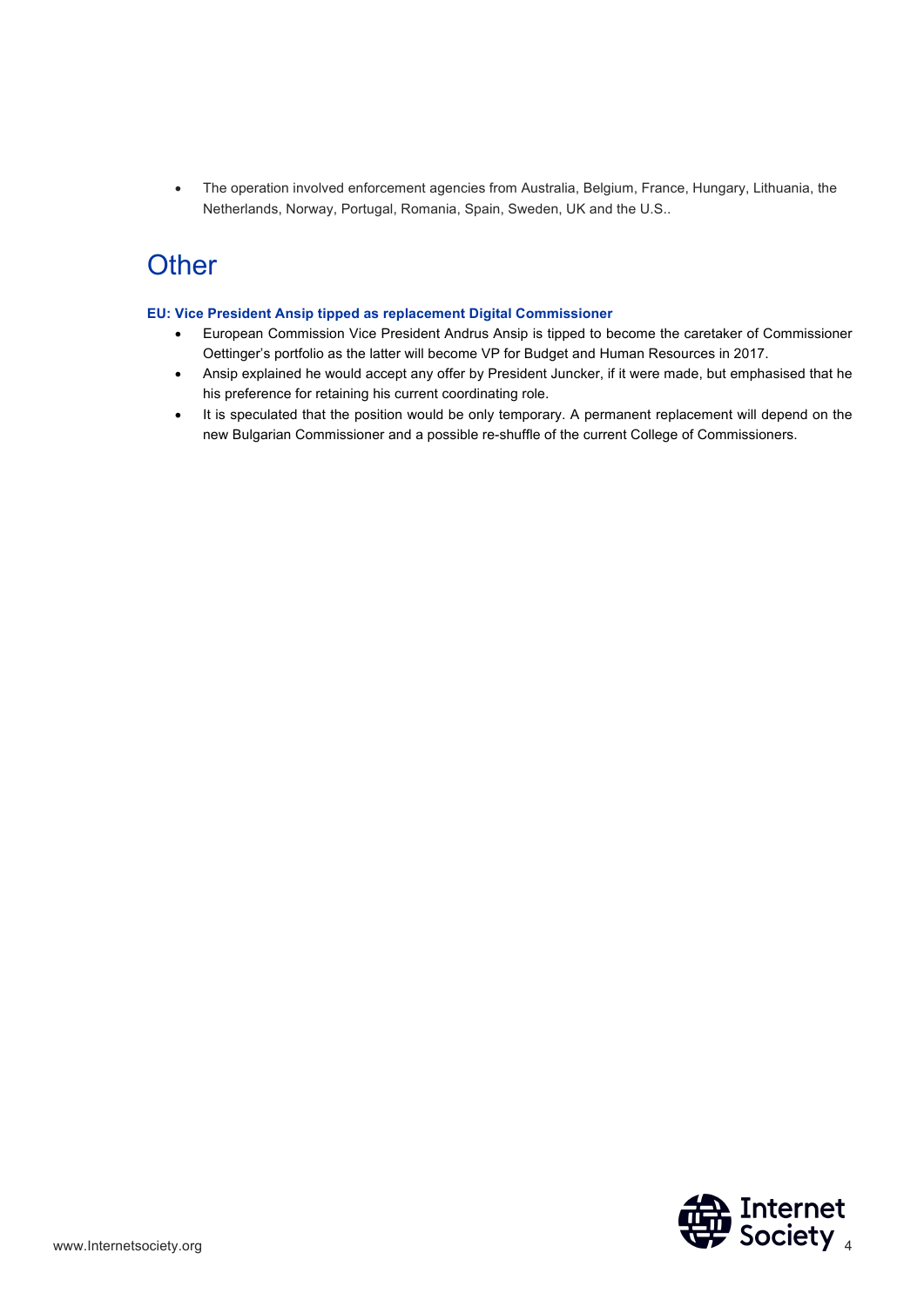- The operation involved enforcement agencies from Australia, Belgium, France, Hungary, Lithuania, the Netherlands, Norway, Portugal, Romania, Spain, Sweden, UK and the U.S..

# Other

**EU: Vice President Ansip tipped as replacement Digital Commissioner**

- European Commission Vice President Andrus Ansip is tipped to become the caretaker of Commissioner Oettinger's portfolio as the latter will become VP for Budget and Human Resources in 2017.
- Ansip explained he would accept any offer by President Juncker, if it were made, but emphasised that he his preference for retaining his current coordinating role.
- It is speculated that the position would be only temporary. A permanent replacement will depend on the new Bulgarian Commissioner and a possible re-shuffle of the current College of Commissioners.